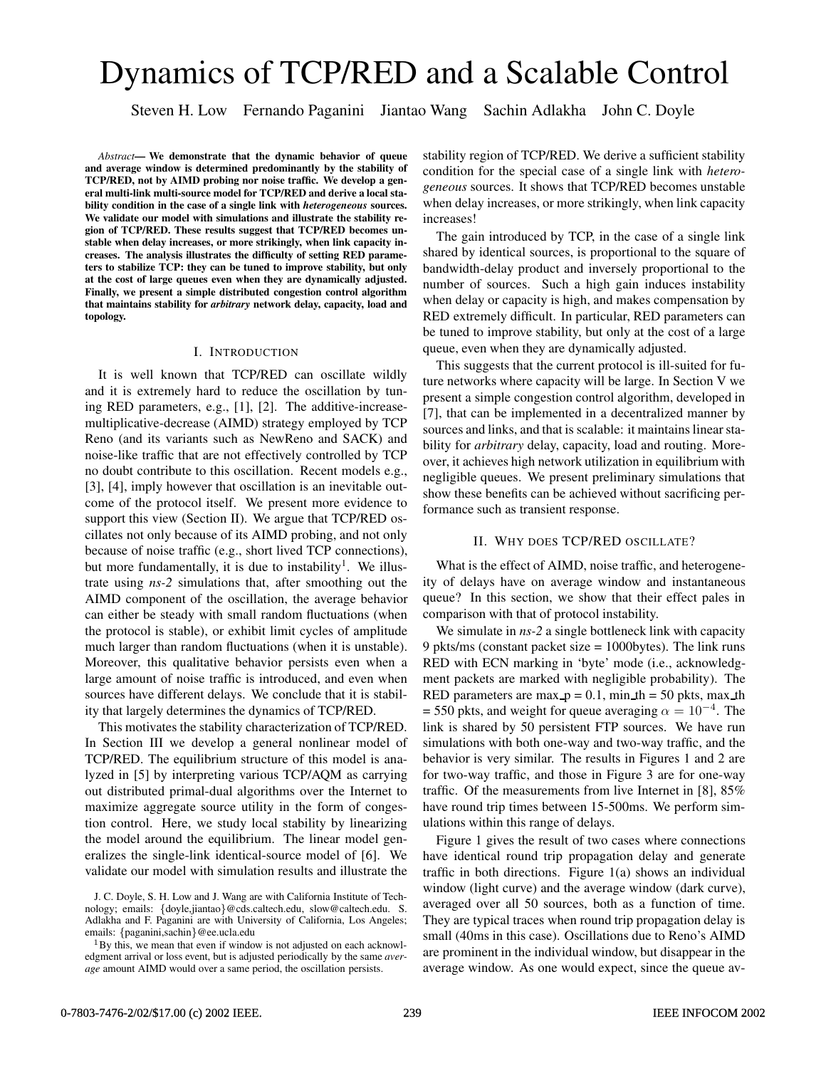# Dynamics of TCP/RED and a Scalable Control

Steven H. Low   Fernando Paganini   Jiantao Wang   Sachin Adlakha   John C. Doyle

***Abstract*— We demonstrate that the dynamic behavior of queue and average window is determined predominantly by the stability of TCP/RED, not by AIMD probing nor noise traffic. We develop a general multi-link multi-source model for TCP/RED and derive a local stability condition in the case of a single link with *heterogeneous* sources. We validate our model with simulations and illustrate the stability region of TCP/RED. These results suggest that TCP/RED becomes unstable when delay increases, or more strikingly, when link capacity increases. The analysis illustrates the difficulty of setting RED parameters to stabilize TCP: they can be tuned to improve stability, but only at the cost of large queues even when they are dynamically adjusted. Finally, we present a simple distributed congestion control algorithm that maintains stability for *arbitrary* network delay, capacity, load and topology.**

## I. Introduction

It is well known that TCP/RED can oscillate wildly and it is extremely hard to reduce the oscillation by tuning RED parameters, e.g., [1], [2]. The additive-increase-multiplicative-decrease (AIMD) strategy employed by TCP Reno (and its variants such as NewReno and SACK) and noise-like traffic that are not effectively controlled by TCP no doubt contribute to this oscillation. Recent models e.g., [3], [4], imply however that oscillation is an inevitable outcome of the protocol itself. We present more evidence to support this view (Section II). We argue that TCP/RED oscillates not only because of its AIMD probing, and not only because of noise traffic (e.g., short lived TCP connections), but more fundamentally, it is due to instability[1]. We illustrate using *ns-2* simulations that, after smoothing out the AIMD component of the oscillation, the average behavior can either be steady with small random fluctuations (when the protocol is stable), or exhibit limit cycles of amplitude much larger than random fluctuations (when it is unstable). Moreover, this qualitative behavior persists even when a large amount of noise traffic is introduced, and even when sources have different delays. We conclude that it is stability that largely determines the dynamics of TCP/RED.

This motivates the stability characterization of TCP/RED. In Section III we develop a general nonlinear model of TCP/RED. The equilibrium structure of this model is analyzed in [5] by interpreting various TCP/AQM as carrying out distributed primal-dual algorithms over the Internet to maximize aggregate source utility in the form of congestion control. Here, we study local stability by linearizing the model around the equilibrium. The linear model generalizes the single-link identical-source model of [6]. We validate our model with simulation results and illustrate the stability region of TCP/RED. We derive a sufficient stability condition for the special case of a single link with *heterogeneous* sources. It shows that TCP/RED becomes unstable when delay increases, or more strikingly, when link capacity increases!

The gain introduced by TCP, in the case of a single link shared by identical sources, is proportional to the square of bandwidth-delay product and inversely proportional to the number of sources. Such a high gain induces instability when delay or capacity is high, and makes compensation by RED extremely difficult. In particular, RED parameters can be tuned to improve stability, but only at the cost of a large queue, even when they are dynamically adjusted.

This suggests that the current protocol is ill-suited for future networks where capacity will be large. In Section V we present a simple congestion control algorithm, developed in [7], that can be implemented in a decentralized manner by sources and links, and that is scalable: it maintains linear stability for *arbitrary* delay, capacity, load and routing. Moreover, it achieves high network utilization in equilibrium with negligible queues. We present preliminary simulations that show these benefits can be achieved without sacrificing performance such as transient response.

## II. Why does TCP/RED oscillate?

What is the effect of AIMD, noise traffic, and heterogeneity of delays have on average window and instantaneous queue? In this section, we show that their effect pales in comparison with that of protocol instability.

We simulate in *ns-2* a single bottleneck link with capacity 9 pkts/ms (constant packet size = 1000bytes). The link runs RED with ECN marking in 'byte' mode (i.e., acknowledgment packets are marked with negligible probability). The RED parameters are max_p = 0.1, min_th = 50 pkts, max_th = 550 pkts, and weight for queue averaging $\alpha = 10^{-4}$. The link is shared by 50 persistent FTP sources. We have run simulations with both one-way and two-way traffic, and the behavior is very similar. The results in Figures 1 and 2 are for two-way traffic, and those in Figure 3 are for one-way traffic. Of the measurements from live Internet in [8], 85% have round trip times between 15-500ms. We perform simulations within this range of delays.

Figure 1 gives the result of two cases where connections have identical round trip propagation delay and generate traffic in both directions. Figure 1(a) shows an individual window (light curve) and the average window (dark curve), averaged over all 50 sources, both as a function of time. They are typical traces when round trip propagation delay is small (40ms in this case). Oscillations due to Reno's AIMD are prominent in the individual window, but disappear in the average window. As one would expect, since the queue av-

J. C. Doyle, S. H. Low and J. Wang are with California Institute of Technology; emails: {doyle,jiantao}@cds.caltech.edu, slow@caltech.edu. S. Adlakha and F. Paganini are with University of California, Los Angeles; emails: {paganini,sachin}@ee.ucla.edu

[1] By this, we mean that even if window is not adjusted on each acknowledgment arrival or loss event, but is adjusted periodically by the same *average* amount AIMD would over a same period, the oscillation persists.

0-7803-7476-2/02/$17.00 (c) 2002 IEEE.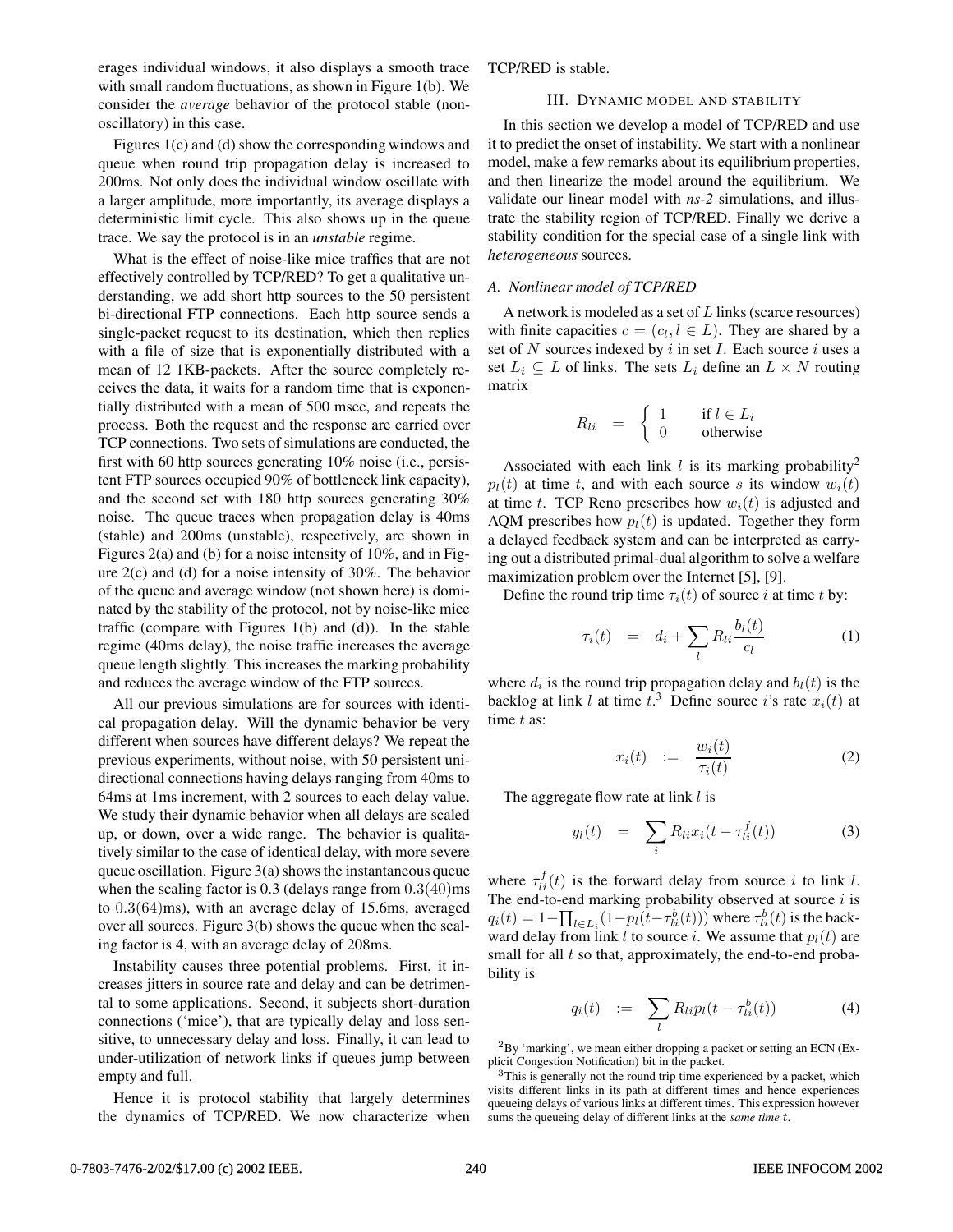erages individual windows, it also displays a smooth trace with small random fluctuations, as shown in Figure 1(b). We consider the *average* behavior of the protocol stable (non-oscillatory) in this case.

Figures 1(c) and (d) show the corresponding windows and queue when round trip propagation delay is increased to 200ms. Not only does the individual window oscillate with a larger amplitude, more importantly, its average displays a deterministic limit cycle. This also shows up in the queue trace. We say the protocol is in an *unstable* regime.

What is the effect of noise-like mice traffics that are not effectively controlled by TCP/RED? To get a qualitative understanding, we add short http sources to the 50 persistent bi-directional FTP connections. Each http source sends a single-packet request to its destination, which then replies with a file of size that is exponentially distributed with a mean of 12 1KB-packets. After the source completely receives the data, it waits for a random time that is exponentially distributed with a mean of 500 msec, and repeats the process. Both the request and the response are carried over TCP connections. Two sets of simulations are conducted, the first with 60 http sources generating 10% noise (i.e., persistent FTP sources occupied 90% of bottleneck link capacity), and the second set with 180 http sources generating 30% noise. The queue traces when propagation delay is 40ms (stable) and 200ms (unstable), respectively, are shown in Figures 2(a) and (b) for a noise intensity of 10%, and in Figure 2(c) and (d) for a noise intensity of 30%. The behavior of the queue and average window (not shown here) is dominated by the stability of the protocol, not by noise-like mice traffic (compare with Figures 1(b) and (d)). In the stable regime (40ms delay), the noise traffic increases the average queue length slightly. This increases the marking probability and reduces the average window of the FTP sources.

All our previous simulations are for sources with identical propagation delay. Will the dynamic behavior be very different when sources have different delays? We repeat the previous experiments, without noise, with 50 persistent uni-directional connections having delays ranging from 40ms to 64ms at 1ms increment, with 2 sources to each delay value. We study their dynamic behavior when all delays are scaled up, or down, over a wide range. The behavior is qualitatively similar to the case of identical delay, with more severe queue oscillation. Figure 3(a) shows the instantaneous queue when the scaling factor is 0.3 (delays range from $0.3(40)$ms to $0.3(64)$ms), with an average delay of 15.6ms, averaged over all sources. Figure 3(b) shows the queue when the scaling factor is 4, with an average delay of 208ms.

Instability causes three potential problems. First, it increases jitters in source rate and delay and can be detrimental to some applications. Second, it subjects short-duration connections ('mice'), that are typically delay and loss sensitive, to unnecessary delay and loss. Finally, it can lead to under-utilization of network links if queues jump between empty and full.

Hence it is protocol stability that largely determines the dynamics of TCP/RED. We now characterize when TCP/RED is stable.

## III. Dynamic model and stability

In this section we develop a model of TCP/RED and use it to predict the onset of instability. We start with a nonlinear model, make a few remarks about its equilibrium properties, and then linearize the model around the equilibrium. We validate our linear model with *ns-2* simulations, and illustrate the stability region of TCP/RED. Finally we derive a stability condition for the special case of a single link with *heterogeneous* sources.

### A. Nonlinear model of TCP/RED

A network is modeled as a set of $L$ links (scarce resources) with finite capacities $c = (c_l, l \in L)$. They are shared by a set of $N$ sources indexed by $i$ in set $I$. Each source $i$ uses a set $L_i \subseteq L$ of links. The sets $L_i$ define an $L \times N$ routing matrix

$$R_{li} \quad = \quad \begin{cases} 1 & \text{if } l \in L_i \\ 0 & \text{otherwise} \end{cases}$$

Associated with each link $l$ is its marking probability[2] $p_l(t)$ at time $t$, and with each source $s$ its window $w_i(t)$ at time $t$. TCP Reno prescribes how $w_i(t)$ is adjusted and AQM prescribes how $p_l(t)$ is updated. Together they form a delayed feedback system and can be interpreted as carrying out a distributed primal-dual algorithm to solve a welfare maximization problem over the Internet [5], [9].

Define the round trip time $\tau_i(t)$ of source $i$ at time $t$ by:

$$\tau_i(t) \quad = \quad d_i + \sum_l R_{li} \frac{b_l(t)}{c_l} \tag{1}$$

where $d_i$ is the round trip propagation delay and $b_l(t)$ is the backlog at link $l$ at time $t$.[3] Define source $i$'s rate $x_i(t)$ at time $t$ as:

$$x_i(t) \quad := \quad \frac{w_i(t)}{\tau_i(t)} \tag{2}$$

The aggregate flow rate at link $l$ is

$$y_l(t) \quad = \quad \sum_i R_{li} x_i(t - \tau_{li}^f(t)) \tag{3}$$

where $\tau_{li}^f(t)$ is the forward delay from source $i$ to link $l$. The end-to-end marking probability observed at source $i$ is $q_i(t) = 1 - \prod_{l \in L_i}(1 - p_l(t - \tau_{li}^b(t)))$ where $\tau_{li}^b(t)$ is the backward delay from link $l$ to source $i$. We assume that $p_l(t)$ are small for all $t$ so that, approximately, the end-to-end probability is

$$q_i(t) \quad := \quad \sum_l R_{li} p_l(t - \tau_{li}^b(t)) \tag{4}$$

[2] By 'marking', we mean either dropping a packet or setting an ECN (Explicit Congestion Notification) bit in the packet.

[3] This is generally not the round trip time experienced by a packet, which visits different links in its path at different times and hence experiences queueing delays of various links at different times. This expression however sums the queueing delay of different links at the *same time* $t$.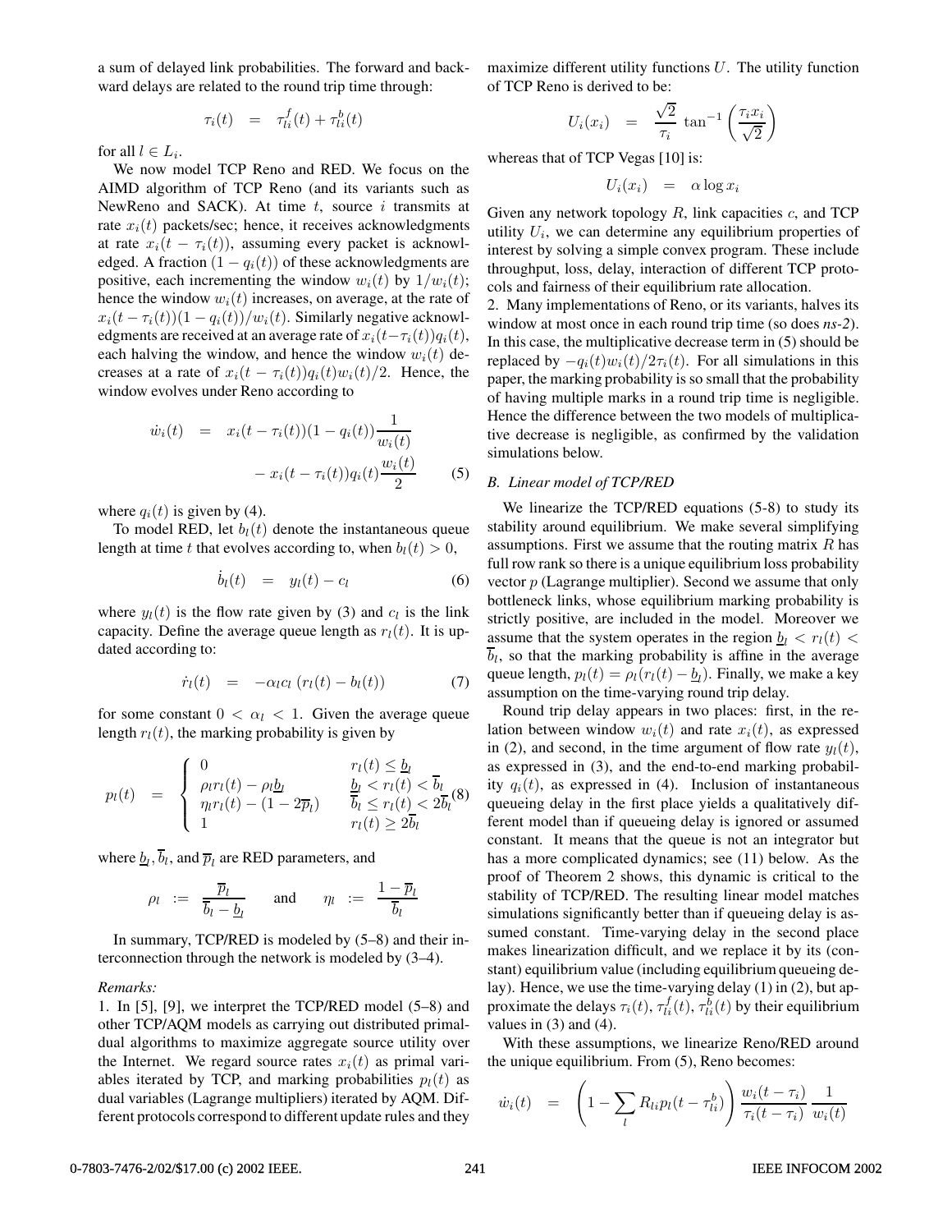a sum of delayed link probabilities. The forward and backward delays are related to the round trip time through:

$$\tau_i(t) \quad = \quad \tau_{li}^f(t) + \tau_{li}^b(t)$$

for all $l \in L_i$.

We now model TCP Reno and RED. We focus on the AIMD algorithm of TCP Reno (and its variants such as NewReno and SACK). At time $t$, source $i$ transmits at rate $x_i(t)$ packets/sec; hence, it receives acknowledgments at rate $x_i(t - \tau_i(t))$, assuming every packet is acknowledged. A fraction $(1 - q_i(t))$ of these acknowledgments are positive, each incrementing the window $w_i(t)$ by $1/w_i(t)$; hence the window $w_i(t)$ increases, on average, at the rate of $x_i(t-\tau_i(t))(1-q_i(t))/w_i(t)$. Similarly negative acknowledgments are received at an average rate of $x_i(t-\tau_i(t))q_i(t)$, each halving the window, and hence the window $w_i(t)$ decreases at a rate of $x_i(t - \tau_i(t))q_i(t)w_i(t)/2$. Hence, the window evolves under Reno according to

$$\dot{w}_i(t) \quad = \quad x_i(t - \tau_i(t))(1 - q_i(t))\frac{1}{w_i(t)} - x_i(t - \tau_i(t))q_i(t)\frac{w_i(t)}{2} \tag{5}$$

where $q_i(t)$ is given by (4).

To model RED, let $b_l(t)$ denote the instantaneous queue length at time $t$ that evolves according to, when $b_l(t) > 0$,

$$\dot{b}_l(t) \quad = \quad y_l(t) - c_l \tag{6}$$

where $y_l(t)$ is the flow rate given by (3) and $c_l$ is the link capacity. Define the average queue length as $r_l(t)$. It is updated according to:

$$\dot{r}_l(t) \quad = \quad -\alpha_l c_l \left(r_l(t) - b_l(t)\right) \tag{7}$$

for some constant $0 < \alpha_l < 1$. Given the average queue length $r_l(t)$, the marking probability is given by

$$p_l(t) \quad = \quad \begin{cases} 0 & r_l(t) \le \underline{b}_l \\ \rho_l r_l(t) - \rho_l \underline{b}_l & \underline{b}_l < r_l(t) < \overline{b}_l \\ \eta_l r_l(t) - (1 - 2\overline{p}_l) & \overline{b}_l \le r_l(t) < 2\overline{b}_l \\ 1 & r_l(t) \ge 2\overline{b}_l \end{cases} \tag{8}$$

where $\underline{b}_l$, $\overline{b}_l$, and $\overline{p}_l$ are RED parameters, and

$$\rho_l \;:=\; \frac{\overline{p}_l}{\overline{b}_l - \underline{b}_l} \qquad \text{and} \qquad \eta_l \;:=\; \frac{1 - \overline{p}_l}{\overline{b}_l}$$

In summary, TCP/RED is modeled by (5–8) and their interconnection through the network is modeled by (3–4).

*Remarks:*

1. In [5], [9], we interpret the TCP/RED model (5–8) and other TCP/AQM models as carrying out distributed primal-dual algorithms to maximize aggregate source utility over the Internet. We regard source rates $x_i(t)$ as primal variables iterated by TCP, and marking probabilities $p_l(t)$ as dual variables (Lagrange multipliers) iterated by AQM. Different protocols correspond to different update rules and they maximize different utility functions $U$. The utility function of TCP Reno is derived to be:

$$U_i(x_i) \quad = \quad \frac{\sqrt{2}}{\tau_i} \, \tan^{-1}\left(\frac{\tau_i x_i}{\sqrt{2}}\right)$$

whereas that of TCP Vegas [10] is:

$$U_i(x_i) \quad = \quad \alpha \log x_i$$

Given any network topology $R$, link capacities $c$, and TCP utility $U_i$, we can determine any equilibrium properties of interest by solving a simple convex program. These include throughput, loss, delay, interaction of different TCP protocols and fairness of their equilibrium rate allocation.

2. Many implementations of Reno, or its variants, halves its window at most once in each round trip time (so does *ns-2*). In this case, the multiplicative decrease term in (5) should be replaced by $-q_i(t)w_i(t)/2\tau_i(t)$. For all simulations in this paper, the marking probability is so small that the probability of having multiple marks in a round trip time is negligible. Hence the difference between the two models of multiplicative decrease is negligible, as confirmed by the validation simulations below.

### *B. Linear model of TCP/RED*

We linearize the TCP/RED equations (5-8) to study its stability around equilibrium. We make several simplifying assumptions. First we assume that the routing matrix $R$ has full row rank so there is a unique equilibrium loss probability vector $p$ (Lagrange multiplier). Second we assume that only bottleneck links, whose equilibrium marking probability is strictly positive, are included in the model. Moreover we assume that the system operates in the region $\underline{b}_l < r_l(t) < \overline{b}_l$, so that the marking probability is affine in the average queue length, $p_l(t) = \rho_l(r_l(t) - \underline{b}_l)$. Finally, we make a key assumption on the time-varying round trip delay.

Round trip delay appears in two places: first, in the relation between window $w_i(t)$ and rate $x_i(t)$, as expressed in (2), and second, in the time argument of flow rate $y_l(t)$, as expressed in (3), and the end-to-end marking probability $q_i(t)$, as expressed in (4). Inclusion of instantaneous queueing delay in the first place yields a qualitatively different model than if queueing delay is ignored or assumed constant. It means that the queue is not an integrator but has a more complicated dynamics; see (11) below. As the proof of Theorem 2 shows, this dynamic is critical to the stability of TCP/RED. The resulting linear model matches simulations significantly better than if queueing delay is assumed constant. Time-varying delay in the second place makes linearization difficult, and we replace it by its (constant) equilibrium value (including equilibrium queueing delay). Hence, we use the time-varying delay (1) in (2), but approximate the delays $\tau_i(t), \tau_{li}^f(t), \tau_{li}^b(t)$ by their equilibrium values in (3) and (4).

With these assumptions, we linearize Reno/RED around the unique equilibrium. From (5), Reno becomes:

$$\dot{w}_i(t) \quad = \quad \left(1 - \sum_l R_{li} p_l(t - \tau_{li}^b)\right) \frac{w_i(t - \tau_i)}{\tau_i(t - \tau_i)} \, \frac{1}{w_i(t)}$$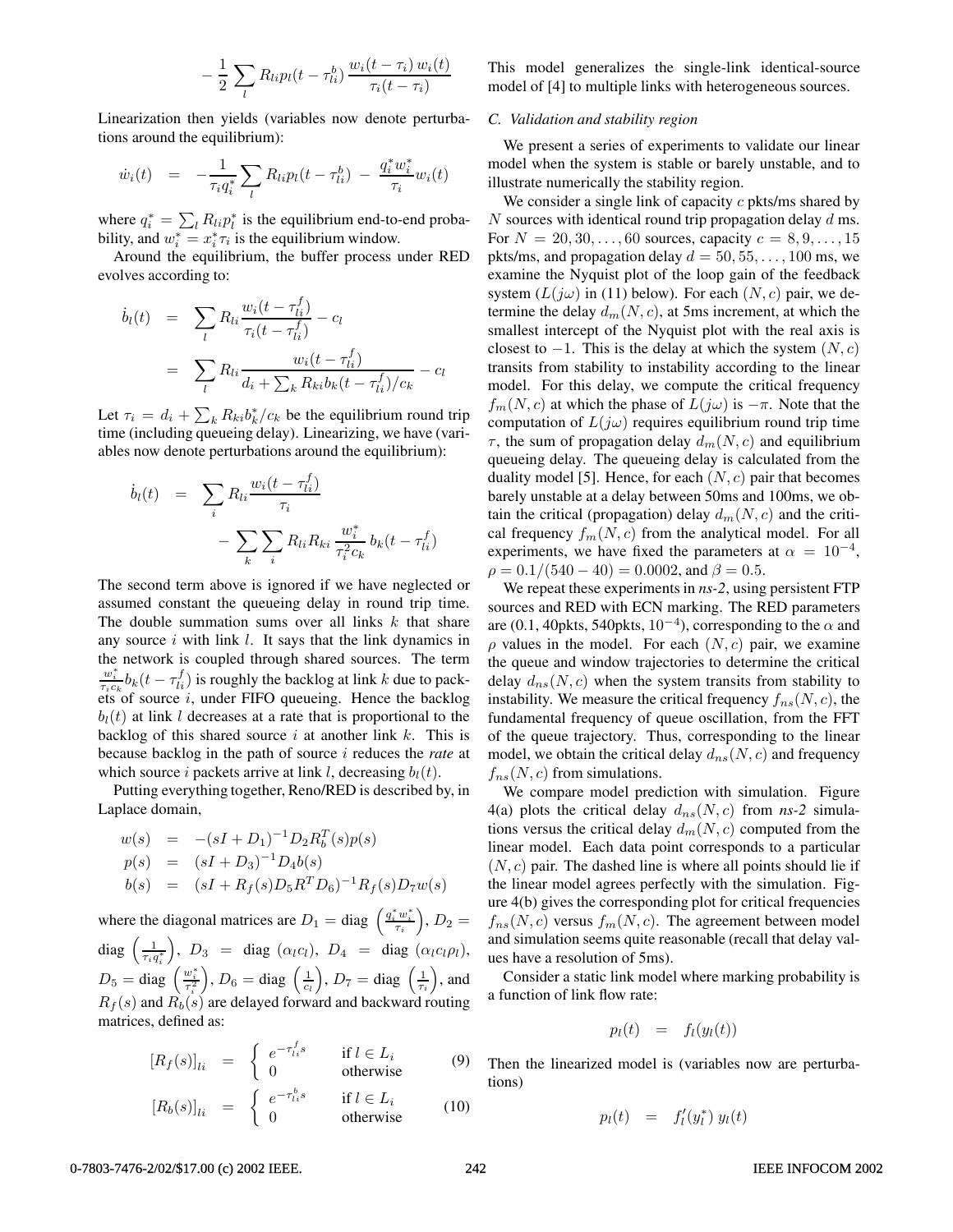$$- \frac{1}{2} \sum_l R_{li} p_l(t - \tau_{li}^b) \frac{w_i(t-\tau_i)\, w_i(t)}{\tau_i(t-\tau_i)}$$

Linearization then yields (variables now denote perturbations around the equilibrium):

$$\dot{w}_i(t) \;\; = \;\; -\frac{1}{\tau_i q_i^*} \sum_l R_{li} p_l(t - \tau_{li}^b) \; - \; \frac{q_i^* w_i^*}{\tau_i} w_i(t)$$

where $q_i^* = \sum_l R_{li} p_l^*$ is the equilibrium end-to-end probability, and $w_i^* = x_i^* \tau_i$ is the equilibrium window.

Around the equilibrium, the buffer process under RED evolves according to:

$$\begin{aligned}
\dot{b}_l(t) &= \sum_l R_{li} \frac{w_i(t - \tau_{li}^f)}{\tau_i(t - \tau_{li}^f)} - c_l \\
&= \sum_l R_{li} \frac{w_i(t - \tau_{li}^f)}{d_i + \sum_k R_{ki} b_k(t - \tau_{li}^f)/c_k} - c_l
\end{aligned}$$

Let $\tau_i = d_i + \sum_k R_{ki} b_k^*/c_k$ be the equilibrium round trip time (including queueing delay). Linearizing, we have (variables now denote perturbations around the equilibrium):

$$\begin{aligned}
\dot{b}_l(t) &= \sum_i R_{li} \frac{w_i(t - \tau_{li}^f)}{\tau_i} \\
&\quad - \sum_k \sum_i R_{li} R_{ki} \frac{w_i^*}{\tau_i^2 c_k} \, b_k(t - \tau_{li}^f)
\end{aligned}$$

The second term above is ignored if we have neglected or assumed constant the queueing delay in round trip time. The double summation sums over all links $k$ that share any source $i$ with link $l$. It says that the link dynamics in the network is coupled through shared sources. The term $\frac{w_i^*}{\tau_i c_k} b_k(t - \tau_{li}^f)$ is roughly the backlog at link $k$ due to packets of source $i$, under FIFO queueing. Hence the backlog $b_l(t)$ at link $l$ decreases at a rate that is proportional to the backlog of this shared source $i$ at another link $k$. This is because backlog in the path of source $i$ reduces the *rate* at which source $i$ packets arrive at link $l$, decreasing $b_l(t)$.

Putting everything together, Reno/RED is described by, in Laplace domain,

$$\begin{aligned}
w(s) &= -(sI + D_1)^{-1} D_2 R_b^T(s) p(s) \\
p(s) &= (sI + D_3)^{-1} D_4 b(s) \\
b(s) &= (sI + R_f(s) D_5 R^T D_6)^{-1} R_f(s) D_7 w(s)
\end{aligned}$$

where the diagonal matrices are $D_1 = \text{diag}\left(\frac{q_i^* w_i^*}{\tau_i}\right)$, $D_2 = \text{diag}\left(\frac{1}{\tau_i q_i^*}\right)$, $D_3 = \text{diag}\ (\alpha_l c_l)$, $D_4 = \text{diag}\ (\alpha_l c_l \rho_l)$, $D_5 = \text{diag}\left(\frac{w_i^*}{\tau_i^2}\right)$, $D_6 = \text{diag}\left(\frac{1}{c_l}\right)$, $D_7 = \text{diag}\left(\frac{1}{\tau_i}\right)$, and $R_f(s)$ and $R_b(s)$ are delayed forward and backward routing matrices, defined as:

$$[R_f(s)]_{li} = \begin{cases} e^{-\tau_{li}^f s} & \text{if } l \in L_i \\ 0 & \text{otherwise} \end{cases} \tag{9}$$

$$[R_b(s)]_{li} = \begin{cases} e^{-\tau_{li}^b s} & \text{if } l \in L_i \\ 0 & \text{otherwise} \end{cases} \tag{10}$$

This model generalizes the single-link identical-source model of [4] to multiple links with heterogeneous sources.

### C. Validation and stability region

We present a series of experiments to validate our linear model when the system is stable or barely unstable, and to illustrate numerically the stability region.

We consider a single link of capacity $c$ pkts/ms shared by $N$ sources with identical round trip propagation delay $d$ ms. For $N = 20, 30, \ldots, 60$ sources, capacity $c = 8, 9, \ldots, 15$ pkts/ms, and propagation delay $d = 50, 55, \ldots, 100$ ms, we examine the Nyquist plot of the loop gain of the feedback system ($L(j\omega)$ in (11) below). For each $(N, c)$ pair, we determine the delay $d_m(N, c)$, at 5ms increment, at which the smallest intercept of the Nyquist plot with the real axis is closest to $-1$. This is the delay at which the system $(N, c)$ transits from stability to instability according to the linear model. For this delay, we compute the critical frequency $f_m(N, c)$ at which the phase of $L(j\omega)$ is $-\pi$. Note that the computation of $L(j\omega)$ requires equilibrium round trip time $\tau$, the sum of propagation delay $d_m(N, c)$ and equilibrium queueing delay. The queueing delay is calculated from the duality model [5]. Hence, for each $(N, c)$ pair that becomes barely unstable at a delay between 50ms and 100ms, we obtain the critical (propagation) delay $d_m(N, c)$ and the critical frequency $f_m(N, c)$ from the analytical model. For all experiments, we have fixed the parameters at $\alpha = 10^{-4}$, $\rho = 0.1/(540 - 40) = 0.0002$, and $\beta = 0.5$.

We repeat these experiments in *ns-2*, using persistent FTP sources and RED with ECN marking. The RED parameters are (0.1, 40pkts, 540pkts, $10^{-4}$), corresponding to the $\alpha$ and $\rho$ values in the model. For each $(N, c)$ pair, we examine the queue and window trajectories to determine the critical delay $d_{ns}(N, c)$ when the system transits from stability to instability. We measure the critical frequency $f_{ns}(N, c)$, the fundamental frequency of queue oscillation, from the FFT of the queue trajectory. Thus, corresponding to the linear model, we obtain the critical delay $d_{ns}(N, c)$ and frequency $f_{ns}(N, c)$ from simulations.

We compare model prediction with simulation. Figure 4(a) plots the critical delay $d_{ns}(N, c)$ from *ns-2* simulations versus the critical delay $d_m(N, c)$ computed from the linear model. Each data point corresponds to a particular $(N, c)$ pair. The dashed line is where all points should lie if the linear model agrees perfectly with the simulation. Figure 4(b) gives the corresponding plot for critical frequencies $f_{ns}(N, c)$ versus $f_m(N, c)$. The agreement between model and simulation seems quite reasonable (recall that delay values have a resolution of 5ms).

Consider a static link model where marking probability is a function of link flow rate:

$$p_l(t) \;\; = \;\; f_l(y_l(t))$$

Then the linearized model is (variables now are perturbations)

$$p_l(t) \;\; = \;\; f_l'(y_l^*)\, y_l(t)$$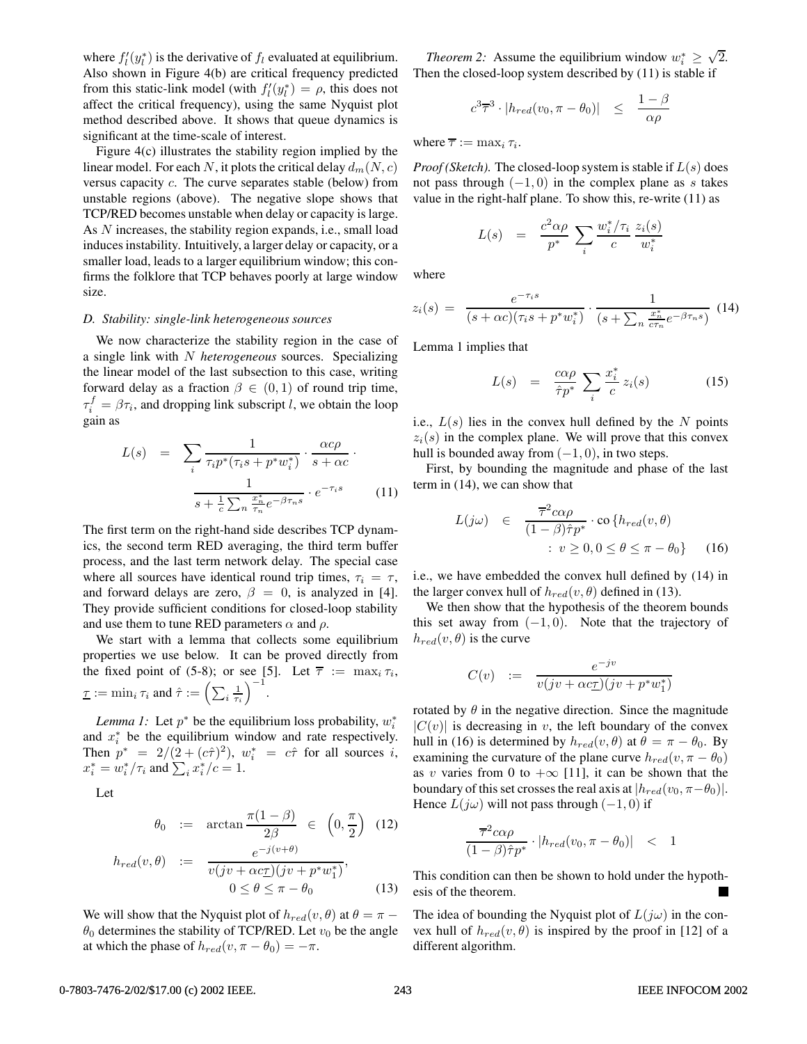where $f'_l(y^*_l)$ is the derivative of $f_l$ evaluated at equilibrium. Also shown in Figure 4(b) are critical frequency predicted from this static-link model (with $f'_l(y^*_l) = \rho$, this does not affect the critical frequency), using the same Nyquist plot method described above. It shows that queue dynamics is significant at the time-scale of interest.

Figure 4(c) illustrates the stability region implied by the linear model. For each $N$, it plots the critical delay $d_m(N, c)$ versus capacity $c$. The curve separates stable (below) from unstable regions (above). The negative slope shows that TCP/RED becomes unstable when delay or capacity is large. As $N$ increases, the stability region expands, i.e., small load induces instability. Intuitively, a larger delay or capacity, or a smaller load, leads to a larger equilibrium window; this confirms the folklore that TCP behaves poorly at large window size.

### D. Stability: single-link heterogeneous sources

We now characterize the stability region in the case of a single link with $N$ *heterogeneous* sources. Specializing the linear model of the last subsection to this case, writing forward delay as a fraction $\beta \in (0, 1)$ of round trip time, $\tau^f_i = \beta\tau_i$, and dropping link subscript $l$, we obtain the loop gain as

$$L(s) = \sum_i \frac{1}{\tau_i p^*(\tau_i s + p^* w^*_i)} \cdot \frac{\alpha c \rho}{s + \alpha c} \cdot \frac{1}{s + \frac{1}{c}\sum_n \frac{x^*_n}{\tau_n} e^{-\beta\tau_n s}} \cdot e^{-\tau_i s} \quad (11)$$

The first term on the right-hand side describes TCP dynamics, the second term RED averaging, the third term buffer process, and the last term network delay. The special case where all sources have identical round trip times, $\tau_i = \tau$, and forward delays are zero, $\beta = 0$, is analyzed in [4]. They provide sufficient conditions for closed-loop stability and use them to tune RED parameters $\alpha$ and $\rho$.

We start with a lemma that collects some equilibrium properties we use below. It can be proved directly from the fixed point of (5-8); or see [5]. Let $\overline{\tau} := \max_i \tau_i$, $\underline{\tau} := \min_i \tau_i$ and $\hat{\tau} := \left(\sum_i \frac{1}{\tau_i}\right)^{-1}$.

*Lemma 1:* Let $p^*$ be the equilibrium loss probability, $w^*_i$ and $x^*_i$ be the equilibrium window and rate respectively. Then $p^* = 2/(2 + (c\hat{\tau})^2)$, $w^*_i = c\hat{\tau}$ for all sources $i$, $x^*_i = w^*_i/\tau_i$ and $\sum_i x^*_i/c = 1$.

Let

$$\theta_0 := \arctan \frac{\pi(1-\beta)}{2\beta} \in \left(0, \frac{\pi}{2}\right) \quad (12)$$

$$h_{red}(v, \theta) := \frac{e^{-j(v+\theta)}}{v(jv + \alpha c\underline{\tau})(jv + p^* w^*_1)}, \quad 0 \le \theta \le \pi - \theta_0 \quad (13)$$

We will show that the Nyquist plot of $h_{red}(v, \theta)$ at $\theta = \pi - \theta_0$ determines the stability of TCP/RED. Let $v_0$ be the angle at which the phase of $h_{red}(v, \pi - \theta_0) = -\pi$.

*Theorem 2:* Assume the equilibrium window $w^*_i \ge \sqrt{2}$. Then the closed-loop system described by (11) is stable if

$$c^3\overline{\tau}^3 \cdot |h_{red}(v_0, \pi - \theta_0)| \le \frac{1-\beta}{\alpha\rho}$$

where $\overline{\tau} := \max_i \tau_i$.

*Proof (Sketch).* The closed-loop system is stable if $L(s)$ does not pass through $(-1, 0)$ in the complex plane as $s$ takes value in the right-half plane. To show this, re-write (11) as

$$L(s) = \frac{c^2\alpha\rho}{p^*} \sum_i \frac{w^*_i/\tau_i}{c} \frac{z_i(s)}{w^*_i}$$

where

$$z_i(s) = \frac{e^{-\tau_i s}}{(s + \alpha c)(\tau_i s + p^* w^*_i)} \cdot \frac{1}{(s + \sum_n \frac{x^*_n}{c\tau_n} e^{-\beta\tau_n s})} \quad (14)$$

Lemma 1 implies that

$$L(s) = \frac{c\alpha\rho}{\hat{\tau} p^*} \sum_i \frac{x^*_i}{c} z_i(s) \quad (15)$$

i.e., $L(s)$ lies in the convex hull defined by the $N$ points $z_i(s)$ in the complex plane. We will prove that this convex hull is bounded away from $(-1, 0)$, in two steps.

First, by bounding the magnitude and phase of the last term in (14), we can show that

$$L(j\omega) \in \frac{\overline{\tau}^2 c\alpha\rho}{(1-\beta)\hat{\tau} p^*} \cdot \text{co}\left\{h_{red}(v, \theta) : v \ge 0, 0 \le \theta \le \pi - \theta_0\right\} \quad (16)$$

i.e., we have embedded the convex hull defined by (14) in the larger convex hull of $h_{red}(v, \theta)$ defined in (13).

We then show that the hypothesis of the theorem bounds this set away from $(-1, 0)$. Note that the trajectory of $h_{red}(v, \theta)$ is the curve

$$C(v) := \frac{e^{-jv}}{v(jv + \alpha c\underline{\tau})(jv + p^* w^*_1)}$$

rotated by $\theta$ in the negative direction. Since the magnitude $|C(v)|$ is decreasing in $v$, the left boundary of the convex hull in (16) is determined by $h_{red}(v, \theta)$ at $\theta = \pi - \theta_0$. By examining the curvature of the plane curve $h_{red}(v, \pi - \theta_0)$ as $v$ varies from 0 to $+\infty$ [11], it can be shown that the boundary of this set crosses the real axis at $|h_{red}(v_0, \pi - \theta_0)|$. Hence $L(j\omega)$ will not pass through $(-1, 0)$ if

$$\frac{\overline{\tau}^2 c\alpha\rho}{(1-\beta)\hat{\tau} p^*} \cdot |h_{red}(v_0, \pi - \theta_0)| < 1$$

This condition can then be shown to hold under the hypothesis of the theorem. ∎

The idea of bounding the Nyquist plot of $L(j\omega)$ in the convex hull of $h_{red}(v, \theta)$ is inspired by the proof in [12] of a different algorithm.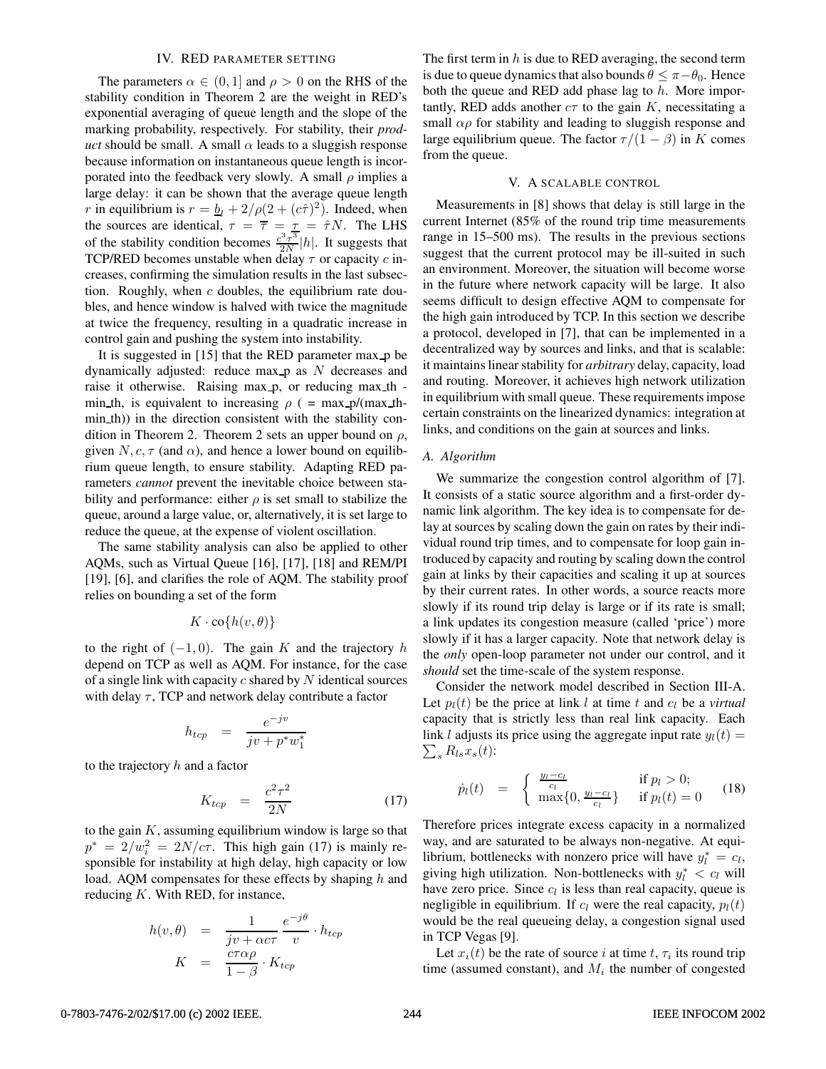## IV. RED PARAMETER SETTING

The parameters $\alpha \in (0, 1]$ and $\rho > 0$ on the RHS of the stability condition in Theorem 2 are the weight in RED's exponential averaging of queue length and the slope of the marking probability, respectively. For stability, their *product* should be small. A small $\alpha$ leads to a sluggish response because information on instantaneous queue length is incorporated into the feedback very slowly. A small $\rho$ implies a large delay: it can be shown that the average queue length $r$ in equilibrium is $r = \underline{b}_l + 2/\rho(2 + (c\hat{\tau})^2)$. Indeed, when the sources are identical, $\tau = \overline{\tau} = \underline{\tau} = \hat{\tau}N$. The LHS of the stability condition becomes $\frac{c^3\tau^3}{2N}|h|$. It suggests that TCP/RED becomes unstable when delay $\tau$ or capacity $c$ increases, confirming the simulation results in the last subsection. Roughly, when $c$ doubles, the equilibrium rate doubles, and hence window is halved with twice the magnitude at twice the frequency, resulting in a quadratic increase in control gain and pushing the system into instability.

It is suggested in [15] that the RED parameter max_p be dynamically adjusted: reduce max_p as $N$ decreases and raise it otherwise. Raising max_p, or reducing max_th - min_th, is equivalent to increasing $\rho$ ( = max_p/(max_th-min_th)) in the direction consistent with the stability condition in Theorem 2. Theorem 2 sets an upper bound on $\rho$, given $N, c, \tau$ (and $\alpha$), and hence a lower bound on equilibrium queue length, to ensure stability. Adapting RED parameters *cannot* prevent the inevitable choice between stability and performance: either $\rho$ is set small to stabilize the queue, around a large value, or, alternatively, it is set large to reduce the queue, at the expense of violent oscillation.

The same stability analysis can also be applied to other AQMs, such as Virtual Queue [16], [17], [18] and REM/PI [19], [6], and clarifies the role of AQM. The stability proof relies on bounding a set of the form

$$K \cdot \text{co}\{h(v, \theta)\}$$

to the right of $(-1, 0)$. The gain $K$ and the trajectory $h$ depend on TCP as well as AQM. For instance, for the case of a single link with capacity $c$ shared by $N$ identical sources with delay $\tau$, TCP and network delay contribute a factor

$$h_{tcp} \;=\; \frac{e^{-jv}}{jv + p^* w_1^*}$$

to the trajectory $h$ and a factor

$$K_{tcp} \;=\; \frac{c^2\tau^2}{2N} \tag{17}$$

to the gain $K$, assuming equilibrium window is large so that $p^* = 2/w_i^2 = 2N/c\tau$. This high gain (17) is mainly responsible for instability at high delay, high capacity or low load. AQM compensates for these effects by shaping $h$ and reducing $K$. With RED, for instance,

$$h(v, \theta) \;=\; \frac{1}{jv + \alpha c\tau}\,\frac{e^{-j\theta}}{v} \cdot h_{tcp}$$

$$K \;=\; \frac{c\tau\alpha\rho}{1-\beta} \cdot K_{tcp}$$

The first term in $h$ is due to RED averaging, the second term is due to queue dynamics that also bounds $\theta \le \pi - \theta_0$. Hence both the queue and RED add phase lag to $h$. More importantly, RED adds another $c\tau$ to the gain $K$, necessitating a small $\alpha\rho$ for stability and leading to sluggish response and large equilibrium queue. The factor $\tau/(1-\beta)$ in $K$ comes from the queue.

## V. A SCALABLE CONTROL

Measurements in [8] shows that delay is still large in the current Internet (85% of the round trip time measurements range in 15–500 ms). The results in the previous sections suggest that the current protocol may be ill-suited in such an environment. Moreover, the situation will become worse in the future where network capacity will be large. It also seems difficult to design effective AQM to compensate for the high gain introduced by TCP. In this section we describe a protocol, developed in [7], that can be implemented in a decentralized way by sources and links, and that is scalable: it maintains linear stability for *arbitrary* delay, capacity, load and routing. Moreover, it achieves high network utilization in equilibrium with small queue. These requirements impose certain constraints on the linearized dynamics: integration at links, and conditions on the gain at sources and links.

### A. Algorithm

We summarize the congestion control algorithm of [7]. It consists of a static source algorithm and a first-order dynamic link algorithm. The key idea is to compensate for delay at sources by scaling down the gain on rates by their individual round trip times, and to compensate for loop gain introduced by capacity and routing by scaling down the control gain at links by their capacities and scaling it up at sources by their current rates. In other words, a source reacts more slowly if its round trip delay is large or if its rate is small; a link updates its congestion measure (called 'price') more slowly if it has a larger capacity. Note that network delay is the *only* open-loop parameter not under our control, and it *should* set the time-scale of the system response.

Consider the network model described in Section III-A. Let $p_l(t)$ be the price at link $l$ at time $t$ and $c_l$ be a *virtual* capacity that is strictly less than real link capacity. Each link $l$ adjusts its price using the aggregate input rate $y_l(t) = \sum_s R_{ls} x_s(t)$:

$$\dot{p}_l(t) \;=\; \begin{cases} \frac{y_l - c_l}{c_l} & \text{if } p_l > 0; \\ \max\{0, \frac{y_l - c_l}{c_l}\} & \text{if } p_l(t) = 0 \end{cases} \tag{18}$$

Therefore prices integrate excess capacity in a normalized way, and are saturated to be always non-negative. At equilibrium, bottlenecks with nonzero price will have $y_l^* = c_l$, giving high utilization. Non-bottlenecks with $y_l^* < c_l$ will have zero price. Since $c_l$ is less than real capacity, queue is negligible in equilibrium. If $c_l$ were the real capacity, $p_l(t)$ would be the real queueing delay, a congestion signal used in TCP Vegas [9].

Let $x_i(t)$ be the rate of source $i$ at time $t$, $\tau_i$ its round trip time (assumed constant), and $M_i$ the number of congested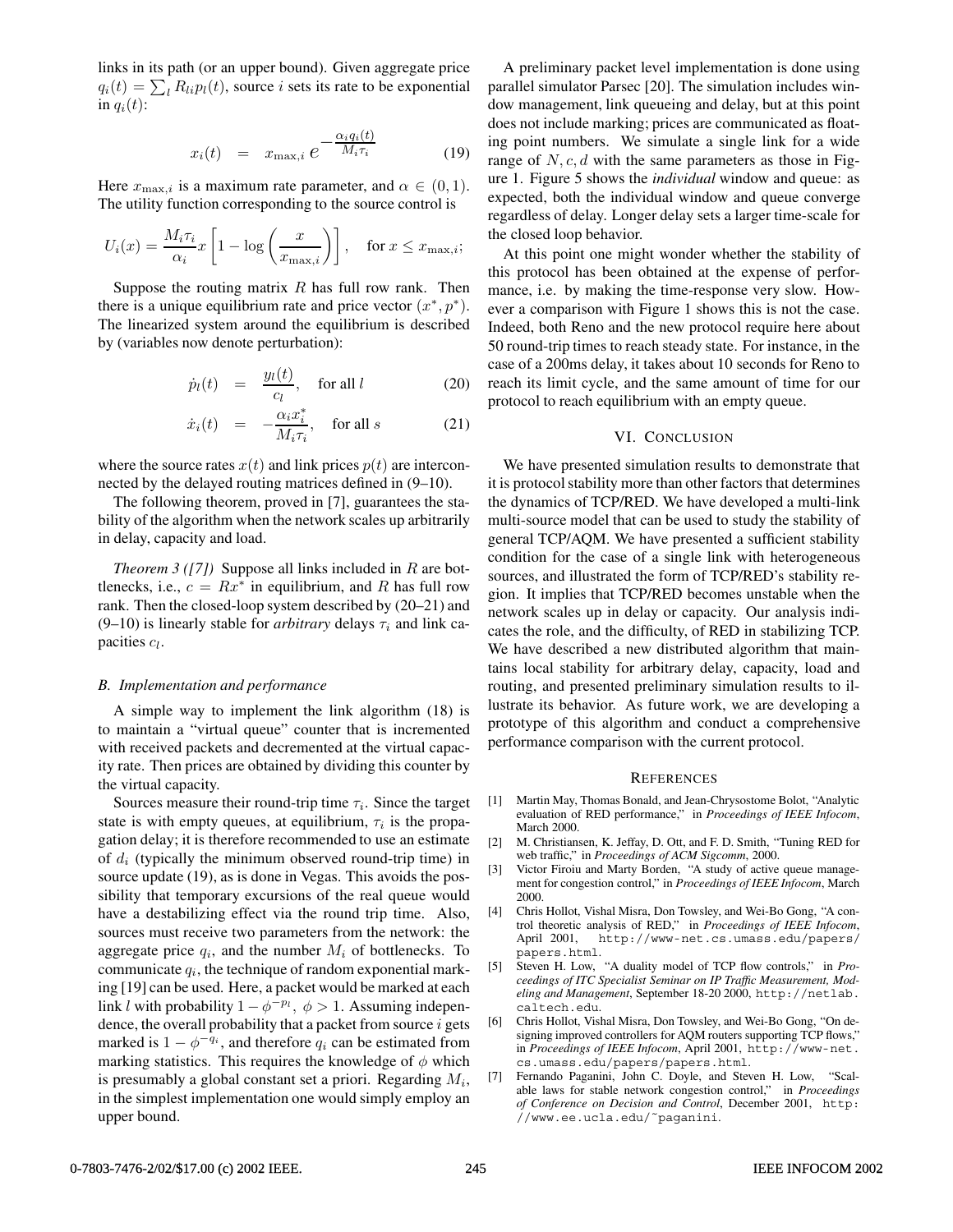links in its path (or an upper bound). Given aggregate price $q_i(t) = \sum_l R_{li} p_l(t)$, source $i$ sets its rate to be exponential in $q_i(t)$:

$$x_i(t) \quad = \quad x_{\max,i}\, e^{-\frac{\alpha_i q_i(t)}{M_i \tau_i}} \tag{19}$$

Here $x_{\max,i}$ is a maximum rate parameter, and $\alpha \in (0,1)$. The utility function corresponding to the source control is

$$U_i(x) = \frac{M_i \tau_i}{\alpha_i} x \left[ 1 - \log\left( \frac{x}{x_{\max,i}} \right) \right], \quad \text{for } x \leq x_{\max,i};$$

Suppose the routing matrix $R$ has full row rank. Then there is a unique equilibrium rate and price vector $(x^*, p^*)$. The linearized system around the equilibrium is described by (variables now denote perturbation):

$$\dot{p}_l(t) \quad = \quad \frac{y_l(t)}{c_l}, \quad \text{for all } l \tag{20}$$

$$\dot{x}_i(t) \quad = \quad -\frac{\alpha_i x_i^*}{M_i \tau_i}, \quad \text{for all } s \tag{21}$$

where the source rates $x(t)$ and link prices $p(t)$ are interconnected by the delayed routing matrices defined in (9–10).

The following theorem, proved in [7], guarantees the stability of the algorithm when the network scales up arbitrarily in delay, capacity and load.

*Theorem 3 ([7])* Suppose all links included in $R$ are bottlenecks, i.e., $c = Rx^*$ in equilibrium, and $R$ has full row rank. Then the closed-loop system described by (20–21) and (9–10) is linearly stable for *arbitrary* delays $\tau_i$ and link capacities $c_l$.

### B. Implementation and performance

A simple way to implement the link algorithm (18) is to maintain a "virtual queue" counter that is incremented with received packets and decremented at the virtual capacity rate. Then prices are obtained by dividing this counter by the virtual capacity.

Sources measure their round-trip time $\tau_i$. Since the target state is with empty queues, at equilibrium, $\tau_i$ is the propagation delay; it is therefore recommended to use an estimate of $d_i$ (typically the minimum observed round-trip time) in source update (19), as is done in Vegas. This avoids the possibility that temporary excursions of the real queue would have a destabilizing effect via the round trip time. Also, sources must receive two parameters from the network: the aggregate price $q_i$, and the number $M_i$ of bottlenecks. To communicate $q_i$, the technique of random exponential marking [19] can be used. Here, a packet would be marked at each link $l$ with probability $1 - \phi^{-p_l}$, $\phi > 1$. Assuming independence, the overall probability that a packet from source $i$ gets marked is $1 - \phi^{-q_i}$, and therefore $q_i$ can be estimated from marking statistics. This requires the knowledge of $\phi$ which is presumably a global constant set a priori. Regarding $M_i$, in the simplest implementation one would simply employ an upper bound.

A preliminary packet level implementation is done using parallel simulator Parsec [20]. The simulation includes window management, link queueing and delay, but at this point does not include marking; prices are communicated as floating point numbers. We simulate a single link for a wide range of $N, c, d$ with the same parameters as those in Figure 1. Figure 5 shows the *individual* window and queue: as expected, both the individual window and queue converge regardless of delay. Longer delay sets a larger time-scale for the closed loop behavior.

At this point one might wonder whether the stability of this protocol has been obtained at the expense of performance, i.e. by making the time-response very slow. However a comparison with Figure 1 shows this is not the case. Indeed, both Reno and the new protocol require here about 50 round-trip times to reach steady state. For instance, in the case of a 200ms delay, it takes about 10 seconds for Reno to reach its limit cycle, and the same amount of time for our protocol to reach equilibrium with an empty queue.

## VI. Conclusion

We have presented simulation results to demonstrate that it is protocol stability more than other factors that determines the dynamics of TCP/RED. We have developed a multi-link multi-source model that can be used to study the stability of general TCP/AQM. We have presented a sufficient stability condition for the case of a single link with heterogeneous sources, and illustrated the form of TCP/RED's stability region. It implies that TCP/RED becomes unstable when the network scales up in delay or capacity. Our analysis indicates the role, and the difficulty, of RED in stabilizing TCP. We have described a new distributed algorithm that maintains local stability for arbitrary delay, capacity, load and routing, and presented preliminary simulation results to illustrate its behavior. As future work, we are developing a prototype of this algorithm and conduct a comprehensive performance comparison with the current protocol.

## References

[1] Martin May, Thomas Bonald, and Jean-Chrysostome Bolot, "Analytic evaluation of RED performance," in *Proceedings of IEEE Infocom*, March 2000.

[2] M. Christiansen, K. Jeffay, D. Ott, and F. D. Smith, "Tuning RED for web traffic," in *Proceedings of ACM Sigcomm*, 2000.

[3] Victor Firoiu and Marty Borden, "A study of active queue management for congestion control," in *Proceedings of IEEE Infocom*, March 2000.

[4] Chris Hollot, Vishal Misra, Don Towsley, and Wei-Bo Gong, "A control theoretic analysis of RED," in *Proceedings of IEEE Infocom*, April 2001, `http://www-net.cs.umass.edu/papers/papers.html`.

[5] Steven H. Low, "A duality model of TCP flow controls," in *Proceedings of ITC Specialist Seminar on IP Traffic Measurement, Modeling and Management*, September 18-20 2000, `http://netlab.caltech.edu`.

[6] Chris Hollot, Vishal Misra, Don Towsley, and Wei-Bo Gong, "On designing improved controllers for AQM routers supporting TCP flows," in *Proceedings of IEEE Infocom*, April 2001, `http://www-net.cs.umass.edu/papers/papers.html`.

[7] Fernando Paganini, John C. Doyle, and Steven H. Low, "Scalable laws for stable network congestion control," in *Proceedings of Conference on Decision and Control*, December 2001, `http://www.ee.ucla.edu/~paganini`.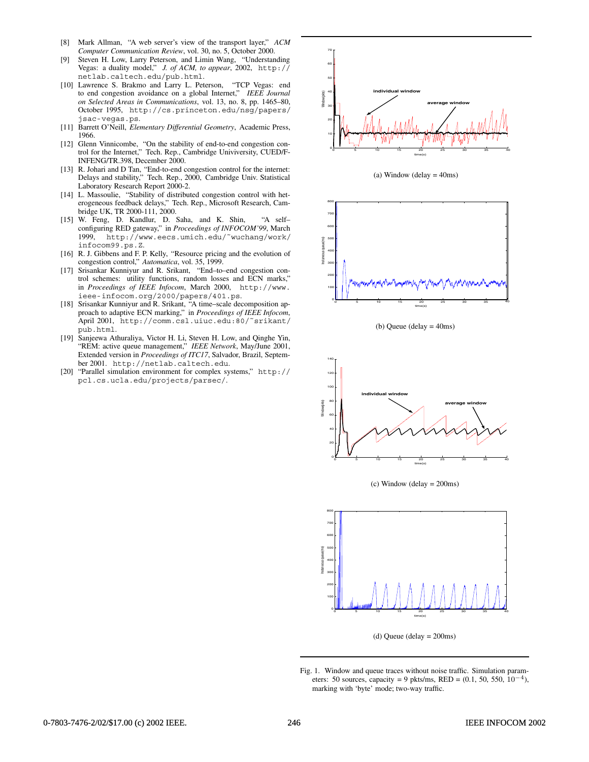[8] Mark Allman, "A web server's view of the transport layer," *ACM Computer Communication Review*, vol. 30, no. 5, October 2000.

[9] Steven H. Low, Larry Peterson, and Limin Wang, "Understanding Vegas: a duality model," *J. of ACM, to appear*, 2002, http://netlab.caltech.edu/pub.html.

[10] Lawrence S. Brakmo and Larry L. Peterson, "TCP Vegas: end to end congestion avoidance on a global Internet," *IEEE Journal on Selected Areas in Communications*, vol. 13, no. 8, pp. 1465–80, October 1995, http://cs.princeton.edu/nsg/papers/jsac-vegas.ps.

[11] Barrett O'Neill, *Elementary Differential Geometry*, Academic Press, 1966.

[12] Glenn Vinnicombe, "On the stability of end-to-end congestion control for the Internet," Tech. Rep., Cambridge Univiversity, CUED/F-INFENG/TR.398, December 2000.

[13] R. Johari and D Tan, "End-to-end congestion control for the internet: Delays and stability," Tech. Rep., 2000, Cambridge Univ. Statistical Laboratory Research Report 2000-2.

[14] L. Massoulie, "Stability of distributed congestion control with heterogeneous feedback delays," Tech. Rep., Microsoft Research, Cambridge UK, TR 2000-111, 2000.

[15] W. Feng, D. Kandlur, D. Saha, and K. Shin, "A self–configuring RED gateway," in *Proceedings of INFOCOM'99*, March 1999, http://www.eecs.umich.edu/~wuchang/work/infocom99.ps.Z.

[16] R. J. Gibbens and F. P. Kelly, "Resource pricing and the evolution of congestion control," *Automatica*, vol. 35, 1999.

[17] Srisankar Kunniyur and R. Srikant, "End–to–end congestion control schemes: utility functions, random losses and ECN marks," in *Proceedings of IEEE Infocom*, March 2000, http://www.ieee-infocom.org/2000/papers/401.ps.

[18] Srisankar Kunniyur and R. Srikant, "A time–scale decomposition approach to adaptive ECN marking," in *Proceedings of IEEE Infocom*, April 2001, http://comm.csl.uiuc.edu:80/~srikant/pub.html.

[19] Sanjeewa Athuraliya, Victor H. Li, Steven H. Low, and Qinghe Yin, "REM: active queue management," *IEEE Network*, May/June 2001, Extended version in *Proceedings of ITC17*, Salvador, Brazil, September 2001. http://netlab.caltech.edu.

[20] "Parallel simulation environment for complex systems," http://pcl.cs.ucla.edu/projects/parsec/.

(a) Window (delay = 40ms)

(b) Queue (delay = 40ms)

(c) Window (delay = 200ms)

(d) Queue (delay = 200ms)

Fig. 1. Window and queue traces without noise traffic. Simulation parameters: 50 sources, capacity = 9 pkts/ms, RED = (0.1, 50, 550, $10^{-4}$), marking with 'byte' mode; two-way traffic.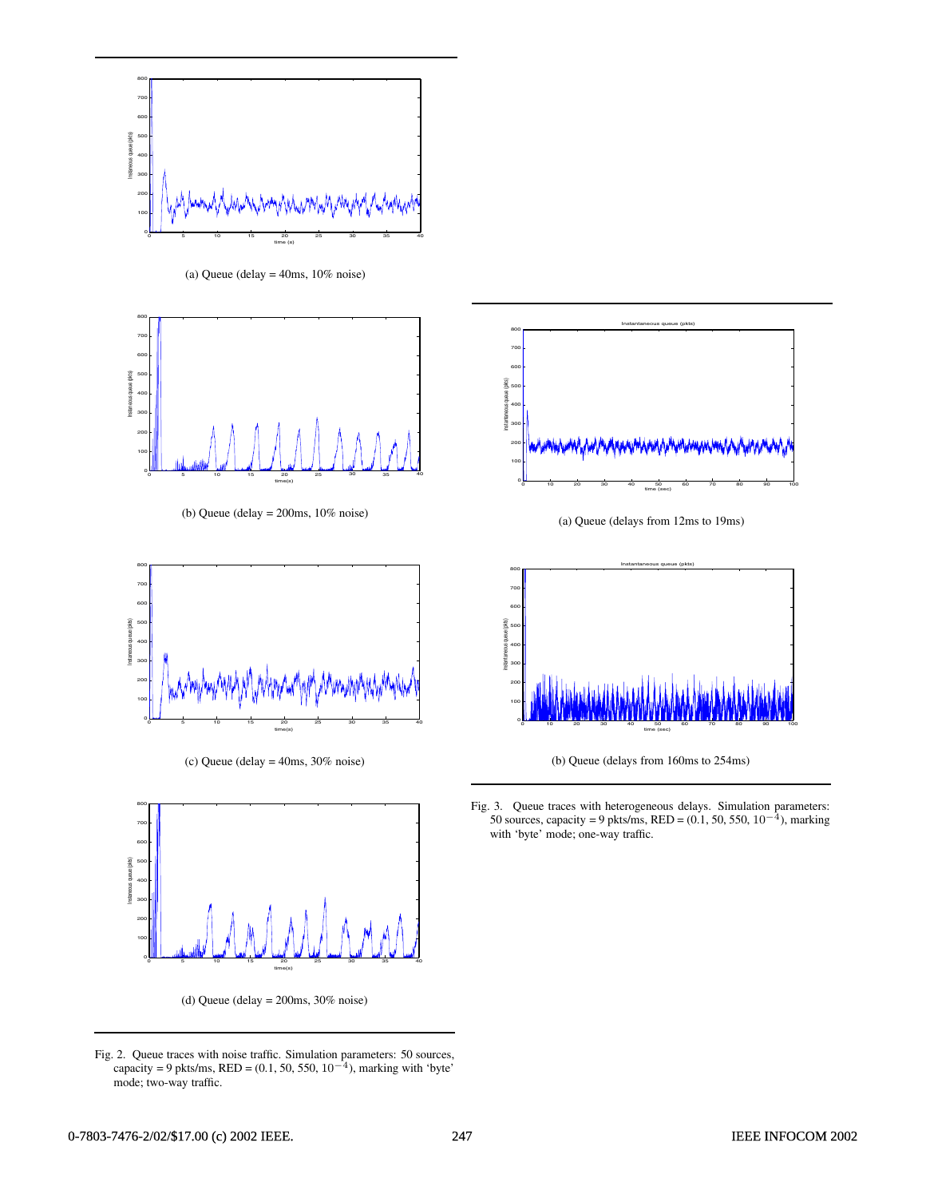(a) Queue (delay = 40ms, 10% noise)

(b) Queue (delay = 200ms, 10% noise)

(c) Queue (delay = 40ms, 30% noise)

(d) Queue (delay = 200ms, 30% noise)

Fig. 2. Queue traces with noise traffic. Simulation parameters: 50 sources, capacity = 9 pkts/ms, RED = (0.1, 50, 550, $10^{-4}$), marking with 'byte' mode; two-way traffic.

(a) Queue (delays from 12ms to 19ms)

(b) Queue (delays from 160ms to 254ms)

Fig. 3. Queue traces with heterogeneous delays. Simulation parameters: 50 sources, capacity = 9 pkts/ms, RED = (0.1, 50, 550, $10^{-4}$), marking with 'byte' mode; one-way traffic.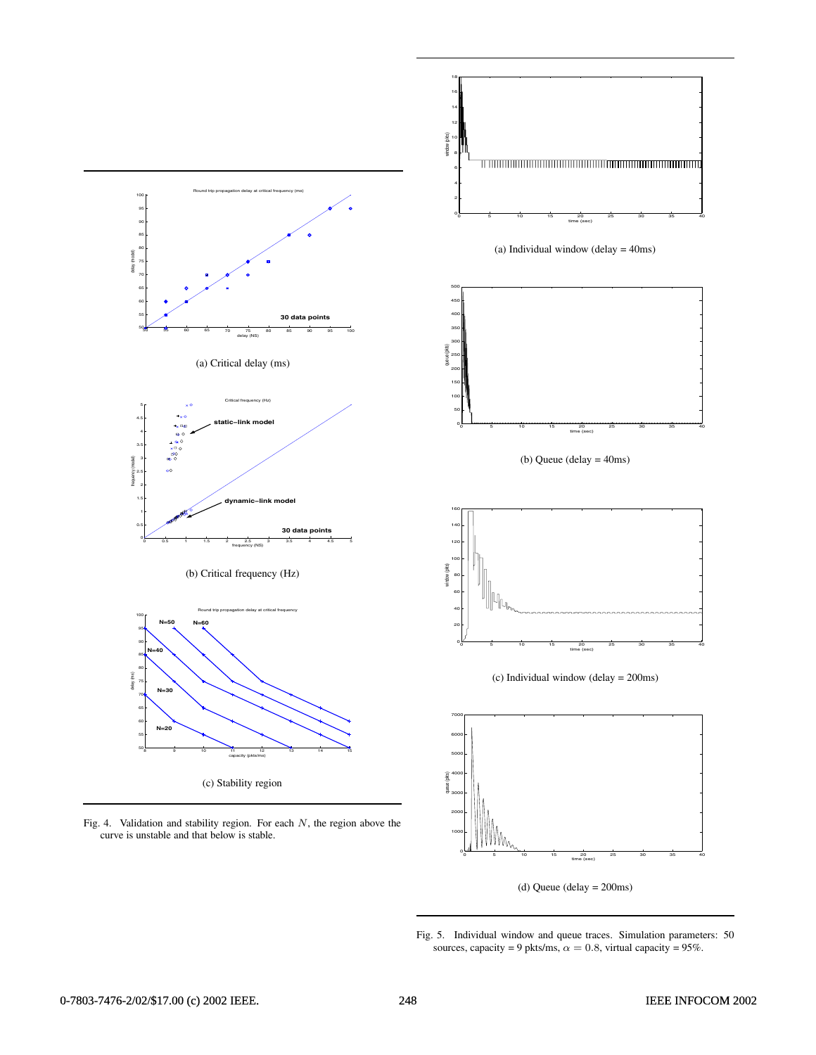Round trip propagation delay at critical frequency (ms)

delay (model)

delay (NS)

30 data points

(a) Critical delay (ms)

Critical frequency (Hz)

frequency (model)

frequency (NS)

static−link model

dynamic−link model

30 data points

(b) Critical frequency (Hz)

Round trip propagation delay at critical frequency

delay (ms)

capacity (pkts/ms)

N=20

N=30

N=40

N=50

N=60

(c) Stability region

Fig. 4. Validation and stability region. For each $N$, the region above the curve is unstable and that below is stable.

window (pkts)

time (sec)

(a) Individual window (delay = 40ms)

queue (pkts)

time (sec)

(b) Queue (delay = 40ms)

window (pkts)

time (sec)

(c) Individual window (delay = 200ms)

queue (pkts)

time (sec)

(d) Queue (delay = 200ms)

Fig. 5. Individual window and queue traces. Simulation parameters: 50 sources, capacity = 9 pkts/ms, $\alpha = 0.8$, virtual capacity = 95%.